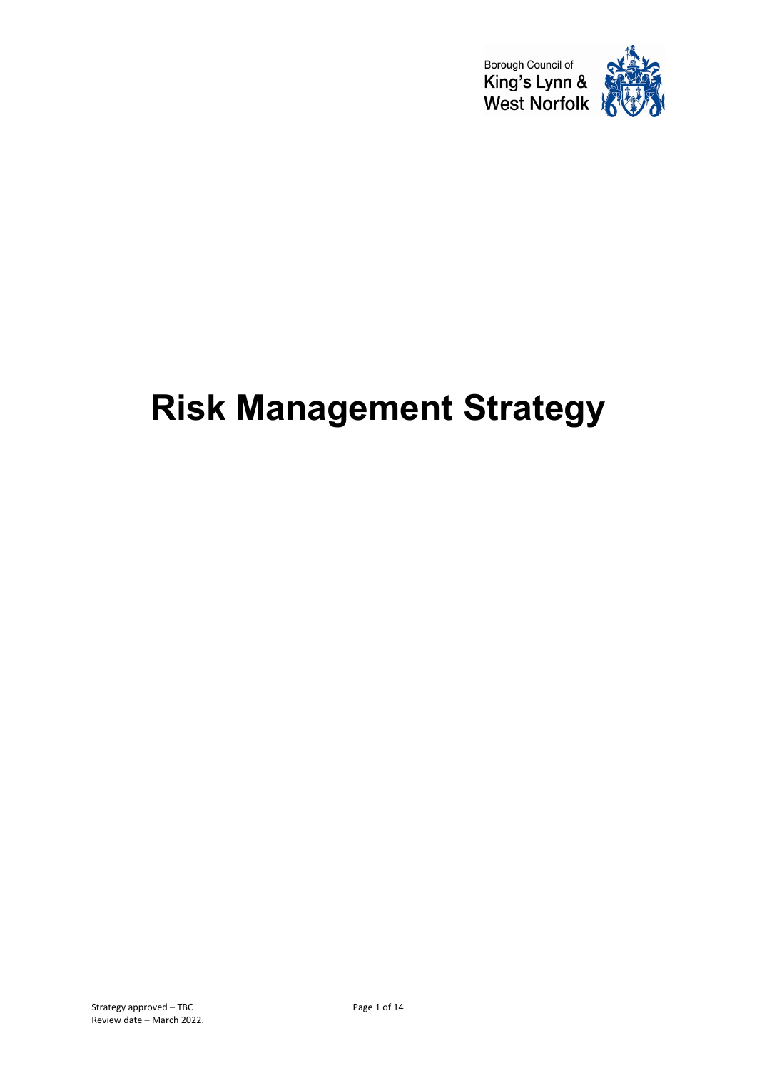Borough Council of
King's Lynn &
West Norfolk

# Risk Management Strategy

Strategy approved – TBC
Review date – March 2022.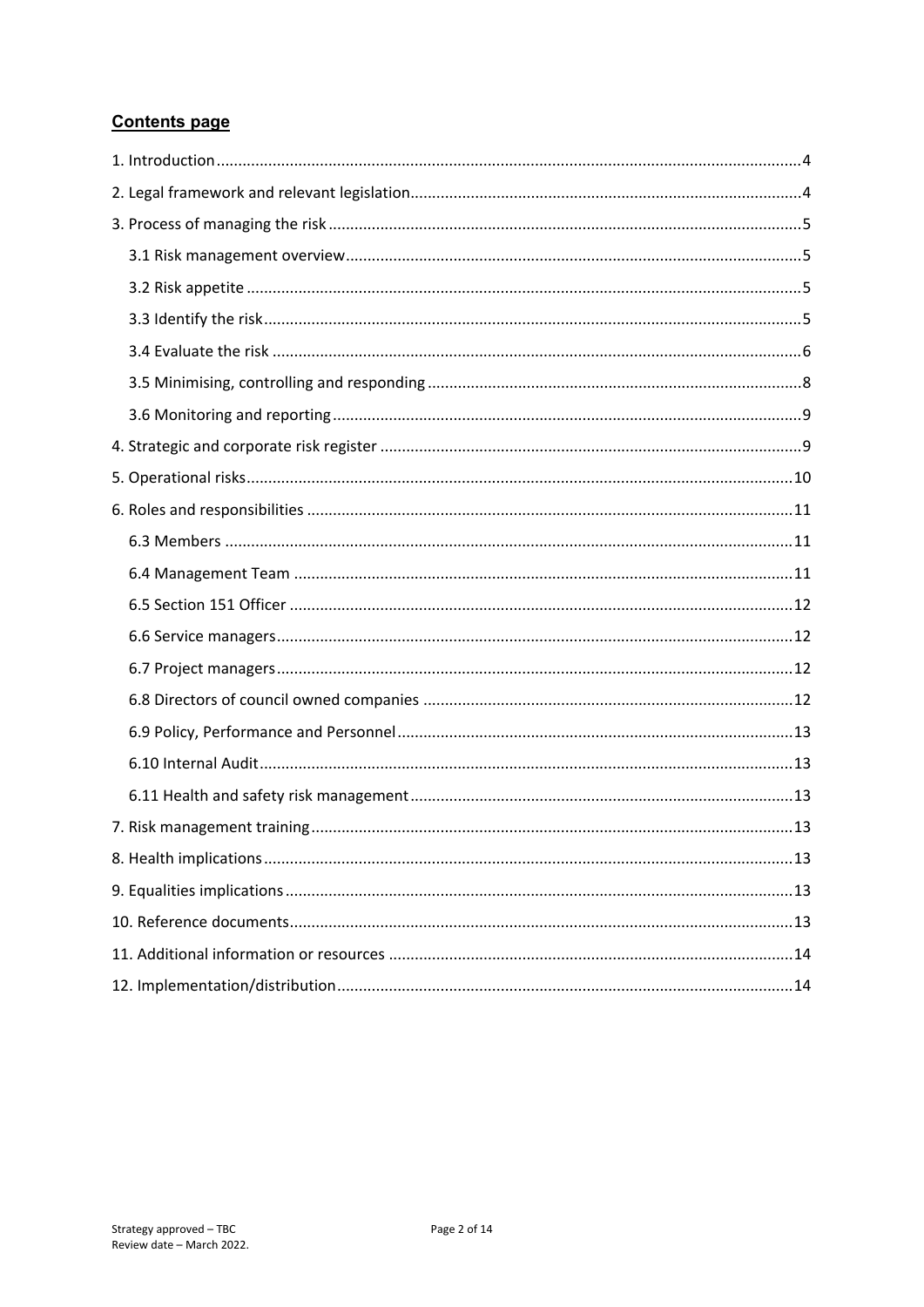## Contents page

- 1. Introduction ..... 4
- 2. Legal framework and relevant legislation ..... 4
- 3. Process of managing the risk ..... 5
  - 3.1 Risk management overview ..... 5
  - 3.2 Risk appetite ..... 5
  - 3.3 Identify the risk ..... 5
  - 3.4 Evaluate the risk ..... 6
  - 3.5 Minimising, controlling and responding ..... 8
  - 3.6 Monitoring and reporting ..... 9
- 4. Strategic and corporate risk register ..... 9
- 5. Operational risks ..... 10
- 6. Roles and responsibilities ..... 11
  - 6.3 Members ..... 11
  - 6.4 Management Team ..... 11
  - 6.5 Section 151 Officer ..... 12
  - 6.6 Service managers ..... 12
  - 6.7 Project managers ..... 12
  - 6.8 Directors of council owned companies ..... 12
  - 6.9 Policy, Performance and Personnel ..... 13
  - 6.10 Internal Audit ..... 13
  - 6.11 Health and safety risk management ..... 13
- 7. Risk management training ..... 13
- 8. Health implications ..... 13
- 9. Equalities implications ..... 13
- 10. Reference documents ..... 13
- 11. Additional information or resources ..... 14
- 12. Implementation/distribution ..... 14

Strategy approved – TBC
Review date – March 2022.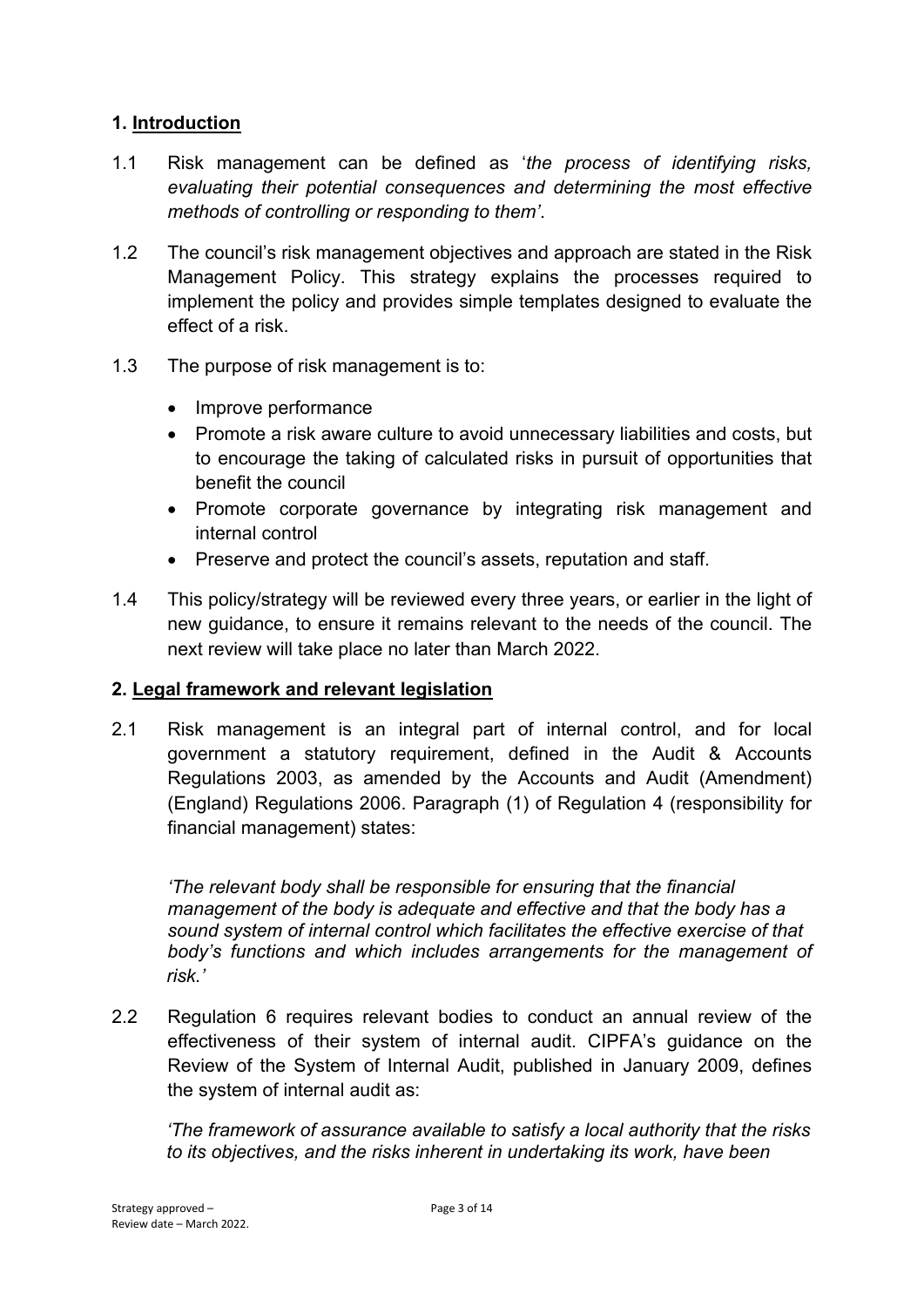## 1. Introduction

1.1 Risk management can be defined as '*the process of identifying risks, evaluating their potential consequences and determining the most effective methods of controlling or responding to them'*.

1.2 The council's risk management objectives and approach are stated in the Risk Management Policy. This strategy explains the processes required to implement the policy and provides simple templates designed to evaluate the effect of a risk.

1.3 The purpose of risk management is to:

- Improve performance
- Promote a risk aware culture to avoid unnecessary liabilities and costs, but to encourage the taking of calculated risks in pursuit of opportunities that benefit the council
- Promote corporate governance by integrating risk management and internal control
- Preserve and protect the council's assets, reputation and staff.

1.4 This policy/strategy will be reviewed every three years, or earlier in the light of new guidance, to ensure it remains relevant to the needs of the council. The next review will take place no later than March 2022.

## 2. Legal framework and relevant legislation

2.1 Risk management is an integral part of internal control, and for local government a statutory requirement, defined in the Audit & Accounts Regulations 2003, as amended by the Accounts and Audit (Amendment) (England) Regulations 2006. Paragraph (1) of Regulation 4 (responsibility for financial management) states:

*'The relevant body shall be responsible for ensuring that the financial management of the body is adequate and effective and that the body has a sound system of internal control which facilitates the effective exercise of that body's functions and which includes arrangements for the management of risk.'*

2.2 Regulation 6 requires relevant bodies to conduct an annual review of the effectiveness of their system of internal audit. CIPFA's guidance on the Review of the System of Internal Audit, published in January 2009, defines the system of internal audit as:

*'The framework of assurance available to satisfy a local authority that the risks to its objectives, and the risks inherent in undertaking its work, have been*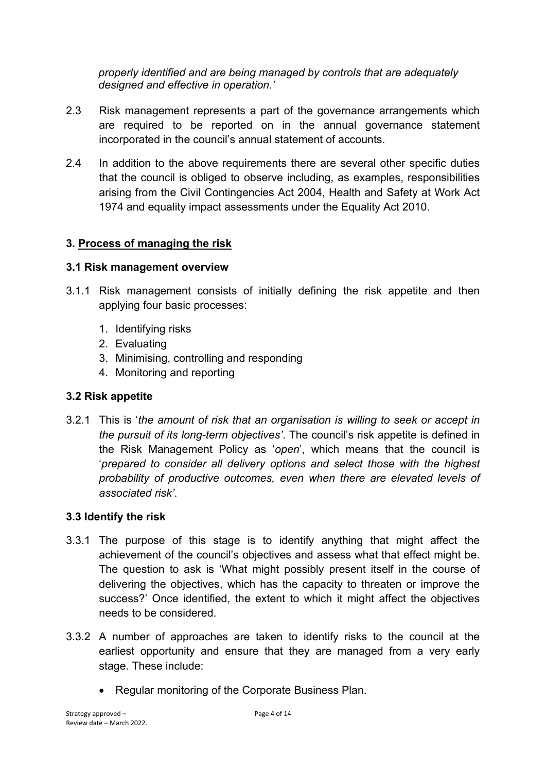*properly identified and are being managed by controls that are adequately designed and effective in operation.'*

2.3 Risk management represents a part of the governance arrangements which are required to be reported on in the annual governance statement incorporated in the council's annual statement of accounts.

2.4 In addition to the above requirements there are several other specific duties that the council is obliged to observe including, as examples, responsibilities arising from the Civil Contingencies Act 2004, Health and Safety at Work Act 1974 and equality impact assessments under the Equality Act 2010.

## 3. Process of managing the risk

### 3.1 Risk management overview

3.1.1 Risk management consists of initially defining the risk appetite and then applying four basic processes:

1. Identifying risks
2. Evaluating
3. Minimising, controlling and responding
4. Monitoring and reporting

### 3.2 Risk appetite

3.2.1 This is '*the amount of risk that an organisation is willing to seek or accept in the pursuit of its long-term objectives'*. The council's risk appetite is defined in the Risk Management Policy as '*open*', which means that the council is '*prepared to consider all delivery options and select those with the highest probability of productive outcomes, even when there are elevated levels of associated risk'*.

### 3.3 Identify the risk

3.3.1 The purpose of this stage is to identify anything that might affect the achievement of the council's objectives and assess what that effect might be. The question to ask is 'What might possibly present itself in the course of delivering the objectives, which has the capacity to threaten or improve the success?' Once identified, the extent to which it might affect the objectives needs to be considered.

3.3.2 A number of approaches are taken to identify risks to the council at the earliest opportunity and ensure that they are managed from a very early stage. These include:

- Regular monitoring of the Corporate Business Plan.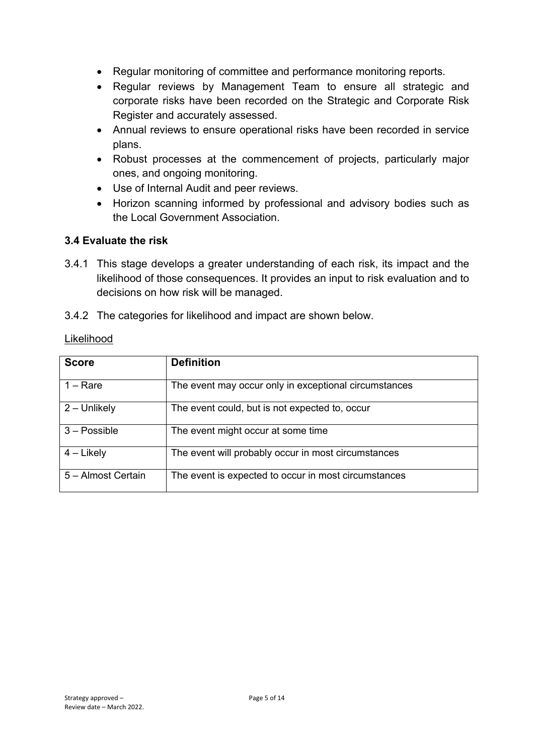- Regular monitoring of committee and performance monitoring reports.
- Regular reviews by Management Team to ensure all strategic and corporate risks have been recorded on the Strategic and Corporate Risk Register and accurately assessed.
- Annual reviews to ensure operational risks have been recorded in service plans.
- Robust processes at the commencement of projects, particularly major ones, and ongoing monitoring.
- Use of Internal Audit and peer reviews.
- Horizon scanning informed by professional and advisory bodies such as the Local Government Association.

### 3.4 Evaluate the risk

3.4.1 This stage develops a greater understanding of each risk, its impact and the likelihood of those consequences. It provides an input to risk evaluation and to decisions on how risk will be managed.

3.4.2 The categories for likelihood and impact are shown below.

Likelihood

| Score | Definition |
|---|---|
| 1 – Rare | The event may occur only in exceptional circumstances |
| 2 – Unlikely | The event could, but is not expected to, occur |
| 3 – Possible | The event might occur at some time |
| 4 – Likely | The event will probably occur in most circumstances |
| 5 – Almost Certain | The event is expected to occur in most circumstances |

Strategy approved –
Review date – March 2022.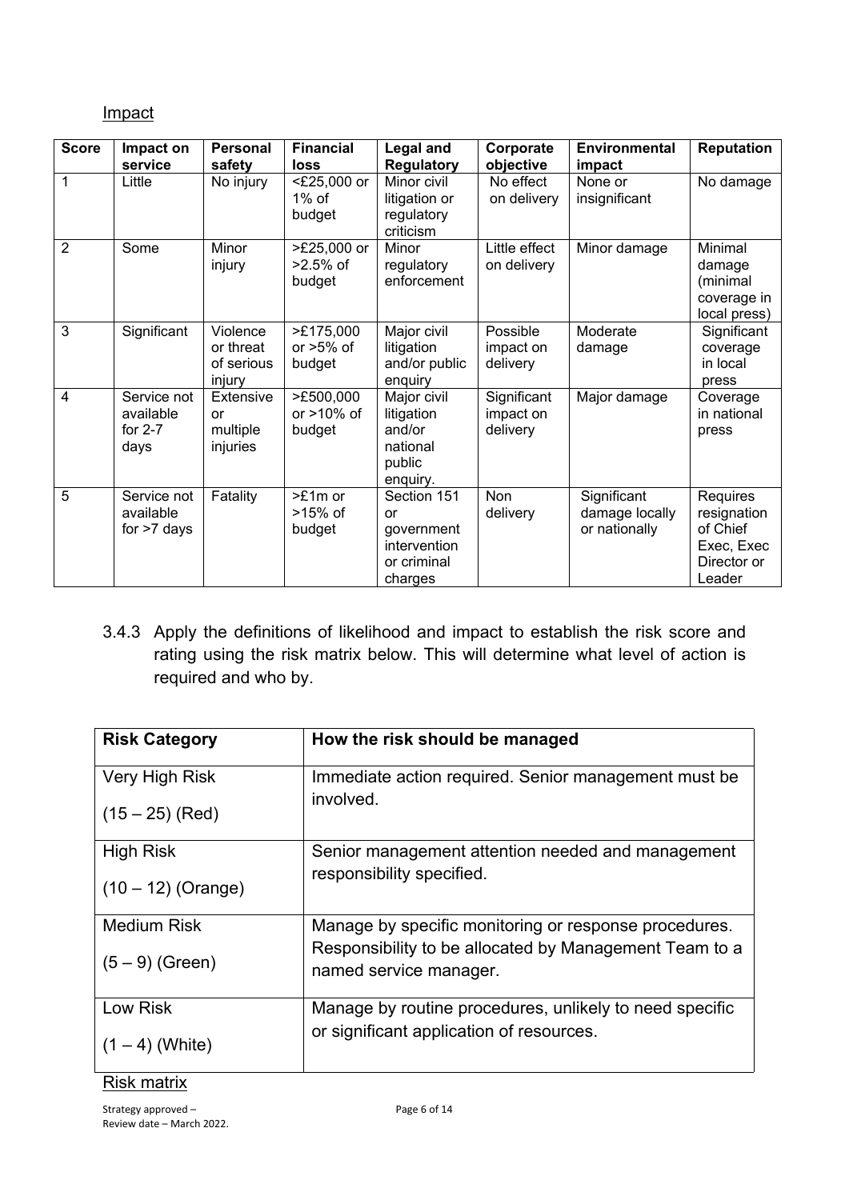Impact

| Score | Impact on service | Personal safety | Financial loss | Legal and Regulatory | Corporate objective | Environmental impact | Reputation |
|---|---|---|---|---|---|---|---|
| 1 | Little | No injury | <£25,000 or 1% of budget | Minor civil litigation or regulatory criticism | No effect on delivery | None or insignificant | No damage |
| 2 | Some | Minor injury | >£25,000 or >2.5% of budget | Minor regulatory enforcement | Little effect on delivery | Minor damage | Minimal damage (minimal coverage in local press) |
| 3 | Significant | Violence or threat of serious injury | >£175,000 or >5% of budget | Major civil litigation and/or public enquiry | Possible impact on delivery | Moderate damage | Significant coverage in local press |
| 4 | Service not available for 2-7 days | Extensive or multiple injuries | >£500,000 or >10% of budget | Major civil litigation and/or national public enquiry. | Significant impact on delivery | Major damage | Coverage in national press |
| 5 | Service not available for >7 days | Fatality | >£1m or >15% of budget | Section 151 or government intervention or criminal charges | Non delivery | Significant damage locally or nationally | Requires resignation of Chief Exec, Exec Director or Leader |

3.4.3 Apply the definitions of likelihood and impact to establish the risk score and rating using the risk matrix below. This will determine what level of action is required and who by.

| Risk Category | How the risk should be managed |
|---|---|
| Very High Risk<br>(15 – 25) (Red) | Immediate action required. Senior management must be involved. |
| High Risk<br>(10 – 12) (Orange) | Senior management attention needed and management responsibility specified. |
| Medium Risk<br>(5 – 9) (Green) | Manage by specific monitoring or response procedures. Responsibility to be allocated by Management Team to a named service manager. |
| Low Risk<br>(1 – 4) (White) | Manage by routine procedures, unlikely to need specific or significant application of resources. |

Risk matrix

Strategy approved –
Review date – March 2022.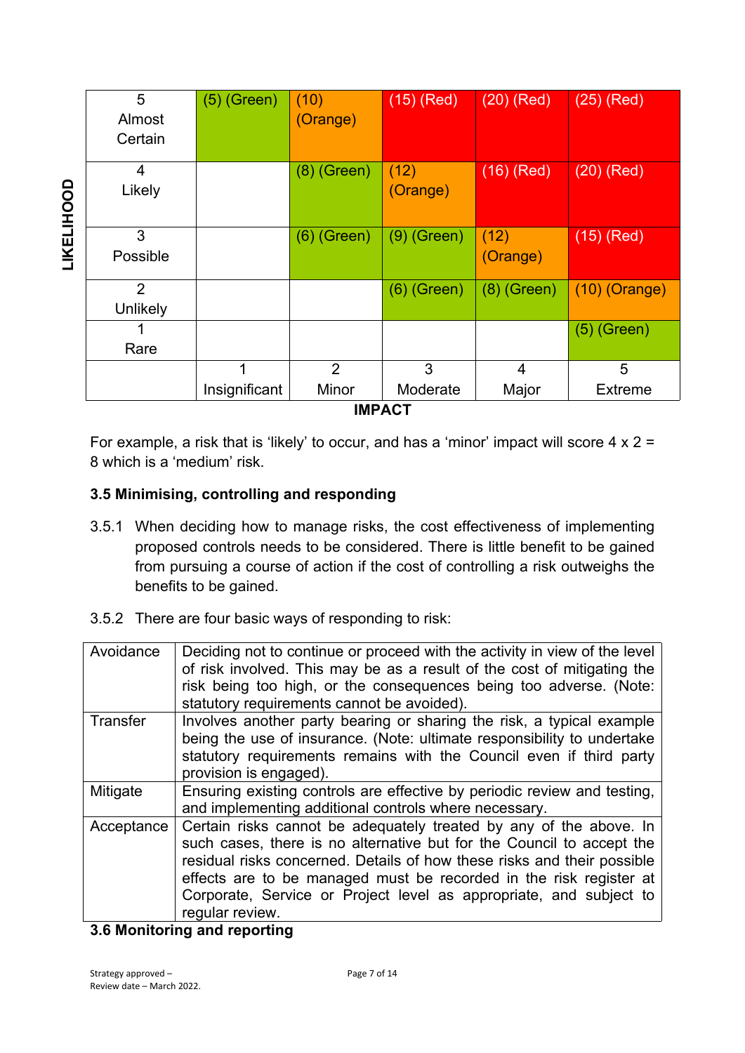| LIKELIHOOD | | | | | |
|---|---|---|---|---|---|
| 5 Almost Certain | (5) (Green) | (10) (Orange) | (15) (Red) | (20) (Red) | (25) (Red) |
| 4 Likely | | (8) (Green) | (12) (Orange) | (16) (Red) | (20) (Red) |
| 3 Possible | | (6) (Green) | (9) (Green) | (12) (Orange) | (15) (Red) |
| 2 Unlikely | | | (6) (Green) | (8) (Green) | (10) (Orange) |
| 1 Rare | | | | | (5) (Green) |
| | 1 Insignificant | 2 Minor | 3 Moderate | 4 Major | 5 Extreme |

**IMPACT**

For example, a risk that is 'likely' to occur, and has a 'minor' impact will score 4 x 2 = 8 which is a 'medium' risk.

### 3.5 Minimising, controlling and responding

3.5.1 When deciding how to manage risks, the cost effectiveness of implementing proposed controls needs to be considered. There is little benefit to be gained from pursuing a course of action if the cost of controlling a risk outweighs the benefits to be gained.

3.5.2 There are four basic ways of responding to risk:

| | |
|---|---|
| Avoidance | Deciding not to continue or proceed with the activity in view of the level of risk involved. This may be as a result of the cost of mitigating the risk being too high, or the consequences being too adverse. (Note: statutory requirements cannot be avoided). |
| Transfer | Involves another party bearing or sharing the risk, a typical example being the use of insurance. (Note: ultimate responsibility to undertake statutory requirements remains with the Council even if third party provision is engaged). |
| Mitigate | Ensuring existing controls are effective by periodic review and testing, and implementing additional controls where necessary. |
| Acceptance | Certain risks cannot be adequately treated by any of the above. In such cases, there is no alternative but for the Council to accept the residual risks concerned. Details of how these risks and their possible effects are to be managed must be recorded in the risk register at Corporate, Service or Project level as appropriate, and subject to regular review. |

### 3.6 Monitoring and reporting

Strategy approved –
Review date – March 2022.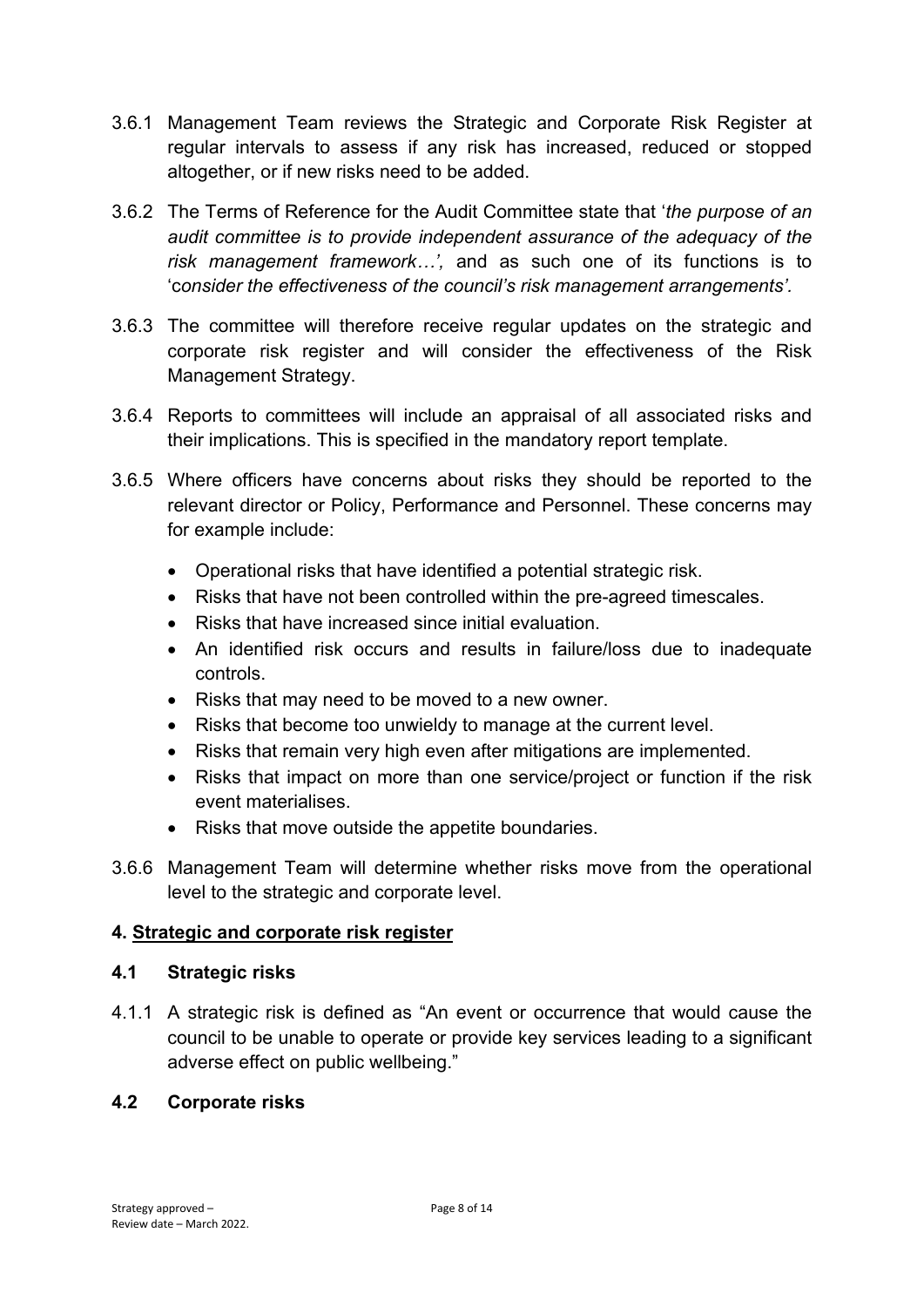3.6.1 Management Team reviews the Strategic and Corporate Risk Register at regular intervals to assess if any risk has increased, reduced or stopped altogether, or if new risks need to be added.

3.6.2 The Terms of Reference for the Audit Committee state that '*the purpose of an audit committee is to provide independent assurance of the adequacy of the risk management framework…',* and as such one of its functions is to '*consider the effectiveness of the council's risk management arrangements'.*

3.6.3 The committee will therefore receive regular updates on the strategic and corporate risk register and will consider the effectiveness of the Risk Management Strategy.

3.6.4 Reports to committees will include an appraisal of all associated risks and their implications. This is specified in the mandatory report template.

3.6.5 Where officers have concerns about risks they should be reported to the relevant director or Policy, Performance and Personnel. These concerns may for example include:

- Operational risks that have identified a potential strategic risk.
- Risks that have not been controlled within the pre-agreed timescales.
- Risks that have increased since initial evaluation.
- An identified risk occurs and results in failure/loss due to inadequate controls.
- Risks that may need to be moved to a new owner.
- Risks that become too unwieldy to manage at the current level.
- Risks that remain very high even after mitigations are implemented.
- Risks that impact on more than one service/project or function if the risk event materialises.
- Risks that move outside the appetite boundaries.

3.6.6 Management Team will determine whether risks move from the operational level to the strategic and corporate level.

## 4. Strategic and corporate risk register

### 4.1 Strategic risks

4.1.1 A strategic risk is defined as "An event or occurrence that would cause the council to be unable to operate or provide key services leading to a significant adverse effect on public wellbeing."

### 4.2 Corporate risks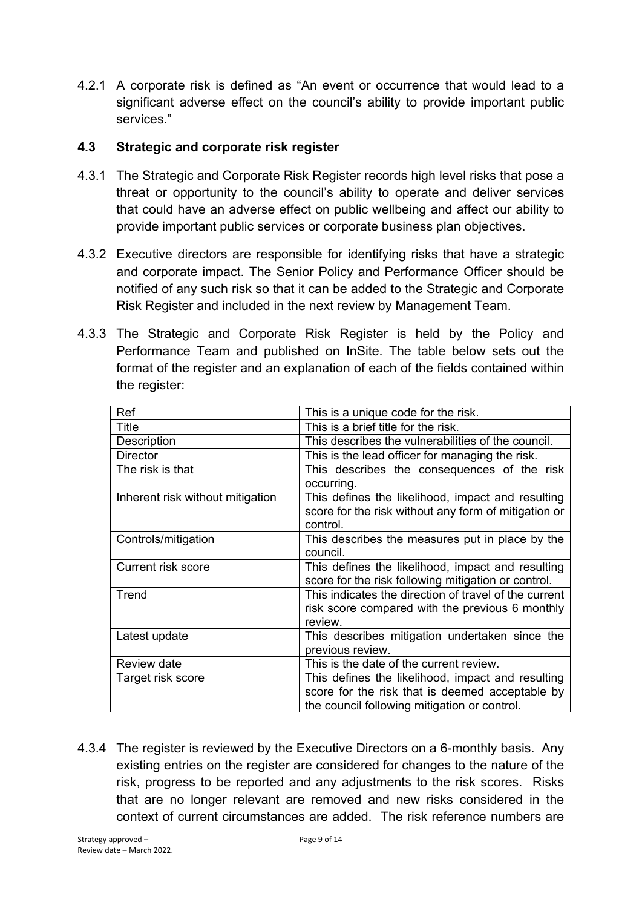4.2.1 A corporate risk is defined as "An event or occurrence that would lead to a significant adverse effect on the council's ability to provide important public services."

### 4.3 Strategic and corporate risk register

4.3.1 The Strategic and Corporate Risk Register records high level risks that pose a threat or opportunity to the council's ability to operate and deliver services that could have an adverse effect on public wellbeing and affect our ability to provide important public services or corporate business plan objectives.

4.3.2 Executive directors are responsible for identifying risks that have a strategic and corporate impact. The Senior Policy and Performance Officer should be notified of any such risk so that it can be added to the Strategic and Corporate Risk Register and included in the next review by Management Team.

4.3.3 The Strategic and Corporate Risk Register is held by the Policy and Performance Team and published on InSite. The table below sets out the format of the register and an explanation of each of the fields contained within the register:

| Ref | This is a unique code for the risk. |
|---|---|
| Title | This is a brief title for the risk. |
| Description | This describes the vulnerabilities of the council. |
| Director | This is the lead officer for managing the risk. |
| The risk is that | This describes the consequences of the risk occurring. |
| Inherent risk without mitigation | This defines the likelihood, impact and resulting score for the risk without any form of mitigation or control. |
| Controls/mitigation | This describes the measures put in place by the council. |
| Current risk score | This defines the likelihood, impact and resulting score for the risk following mitigation or control. |
| Trend | This indicates the direction of travel of the current risk score compared with the previous 6 monthly review. |
| Latest update | This describes mitigation undertaken since the previous review. |
| Review date | This is the date of the current review. |
| Target risk score | This defines the likelihood, impact and resulting score for the risk that is deemed acceptable by the council following mitigation or control. |

4.3.4 The register is reviewed by the Executive Directors on a 6-monthly basis. Any existing entries on the register are considered for changes to the nature of the risk, progress to be reported and any adjustments to the risk scores. Risks that are no longer relevant are removed and new risks considered in the context of current circumstances are added. The risk reference numbers are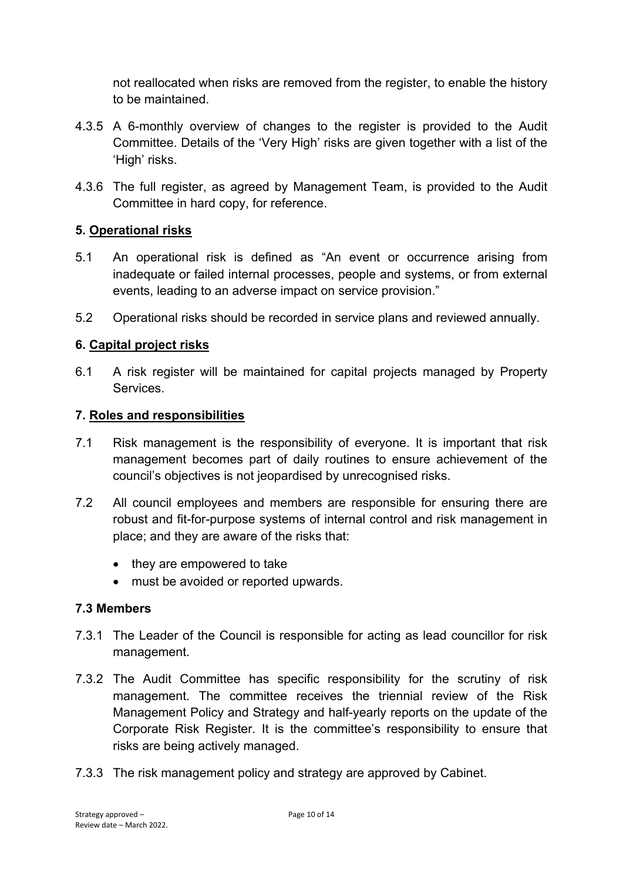not reallocated when risks are removed from the register, to enable the history to be maintained.

4.3.5 A 6-monthly overview of changes to the register is provided to the Audit Committee. Details of the 'Very High' risks are given together with a list of the 'High' risks.

4.3.6 The full register, as agreed by Management Team, is provided to the Audit Committee in hard copy, for reference.

## 5. Operational risks

5.1 An operational risk is defined as "An event or occurrence arising from inadequate or failed internal processes, people and systems, or from external events, leading to an adverse impact on service provision."

5.2 Operational risks should be recorded in service plans and reviewed annually.

## 6. Capital project risks

6.1 A risk register will be maintained for capital projects managed by Property Services.

## 7. Roles and responsibilities

7.1 Risk management is the responsibility of everyone. It is important that risk management becomes part of daily routines to ensure achievement of the council's objectives is not jeopardised by unrecognised risks.

7.2 All council employees and members are responsible for ensuring there are robust and fit-for-purpose systems of internal control and risk management in place; and they are aware of the risks that:

- they are empowered to take
- must be avoided or reported upwards.

### 7.3 Members

7.3.1 The Leader of the Council is responsible for acting as lead councillor for risk management.

7.3.2 The Audit Committee has specific responsibility for the scrutiny of risk management. The committee receives the triennial review of the Risk Management Policy and Strategy and half-yearly reports on the update of the Corporate Risk Register. It is the committee's responsibility to ensure that risks are being actively managed.

7.3.3 The risk management policy and strategy are approved by Cabinet.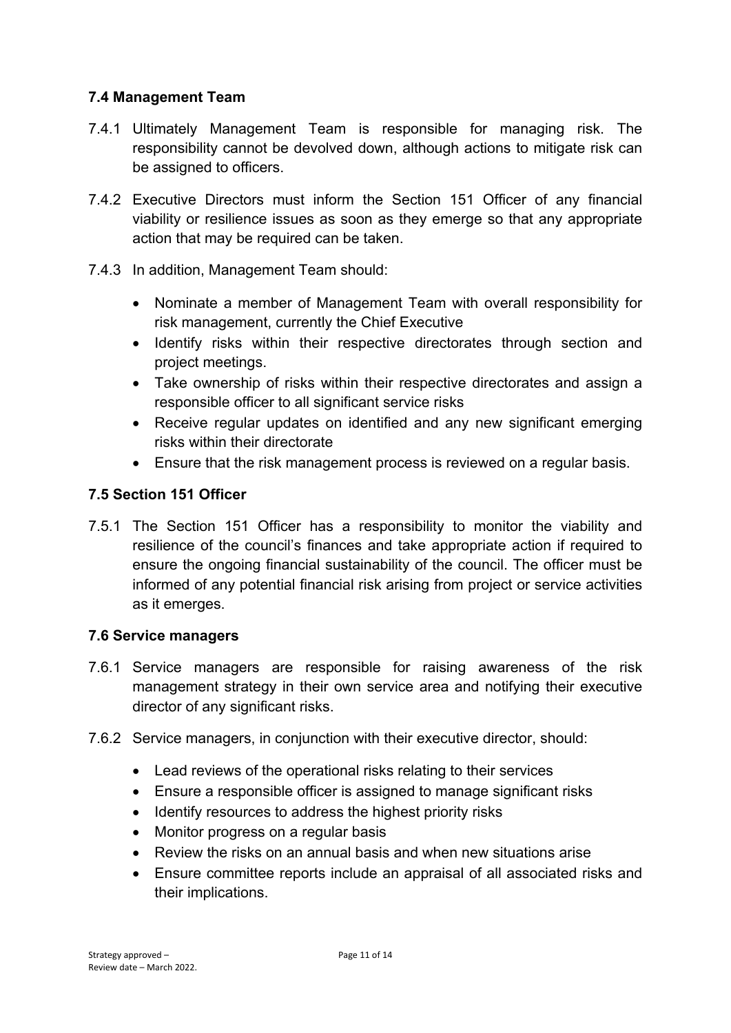### 7.4 Management Team

7.4.1 Ultimately Management Team is responsible for managing risk. The responsibility cannot be devolved down, although actions to mitigate risk can be assigned to officers.

7.4.2 Executive Directors must inform the Section 151 Officer of any financial viability or resilience issues as soon as they emerge so that any appropriate action that may be required can be taken.

7.4.3 In addition, Management Team should:

- Nominate a member of Management Team with overall responsibility for risk management, currently the Chief Executive
- Identify risks within their respective directorates through section and project meetings.
- Take ownership of risks within their respective directorates and assign a responsible officer to all significant service risks
- Receive regular updates on identified and any new significant emerging risks within their directorate
- Ensure that the risk management process is reviewed on a regular basis.

### 7.5 Section 151 Officer

7.5.1 The Section 151 Officer has a responsibility to monitor the viability and resilience of the council's finances and take appropriate action if required to ensure the ongoing financial sustainability of the council. The officer must be informed of any potential financial risk arising from project or service activities as it emerges.

### 7.6 Service managers

7.6.1 Service managers are responsible for raising awareness of the risk management strategy in their own service area and notifying their executive director of any significant risks.

7.6.2 Service managers, in conjunction with their executive director, should:

- Lead reviews of the operational risks relating to their services
- Ensure a responsible officer is assigned to manage significant risks
- Identify resources to address the highest priority risks
- Monitor progress on a regular basis
- Review the risks on an annual basis and when new situations arise
- Ensure committee reports include an appraisal of all associated risks and their implications.

Strategy approved –
Review date – March 2022.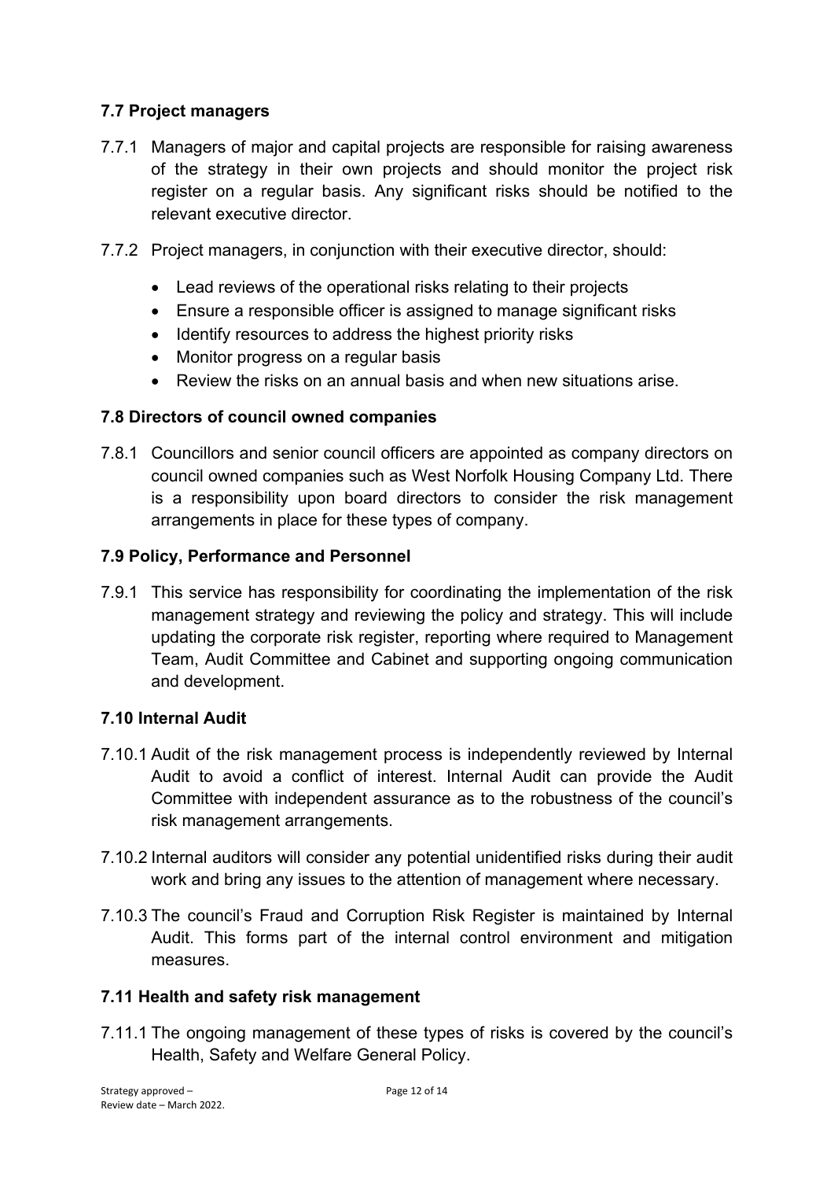### 7.7 Project managers

7.7.1 Managers of major and capital projects are responsible for raising awareness of the strategy in their own projects and should monitor the project risk register on a regular basis. Any significant risks should be notified to the relevant executive director.

7.7.2 Project managers, in conjunction with their executive director, should:

- Lead reviews of the operational risks relating to their projects
- Ensure a responsible officer is assigned to manage significant risks
- Identify resources to address the highest priority risks
- Monitor progress on a regular basis
- Review the risks on an annual basis and when new situations arise.

### 7.8 Directors of council owned companies

7.8.1 Councillors and senior council officers are appointed as company directors on council owned companies such as West Norfolk Housing Company Ltd. There is a responsibility upon board directors to consider the risk management arrangements in place for these types of company.

### 7.9 Policy, Performance and Personnel

7.9.1 This service has responsibility for coordinating the implementation of the risk management strategy and reviewing the policy and strategy. This will include updating the corporate risk register, reporting where required to Management Team, Audit Committee and Cabinet and supporting ongoing communication and development.

### 7.10 Internal Audit

7.10.1 Audit of the risk management process is independently reviewed by Internal Audit to avoid a conflict of interest. Internal Audit can provide the Audit Committee with independent assurance as to the robustness of the council's risk management arrangements.

7.10.2 Internal auditors will consider any potential unidentified risks during their audit work and bring any issues to the attention of management where necessary.

7.10.3 The council's Fraud and Corruption Risk Register is maintained by Internal Audit. This forms part of the internal control environment and mitigation measures.

### 7.11 Health and safety risk management

7.11.1 The ongoing management of these types of risks is covered by the council's Health, Safety and Welfare General Policy.

Strategy approved –
Review date – March 2022.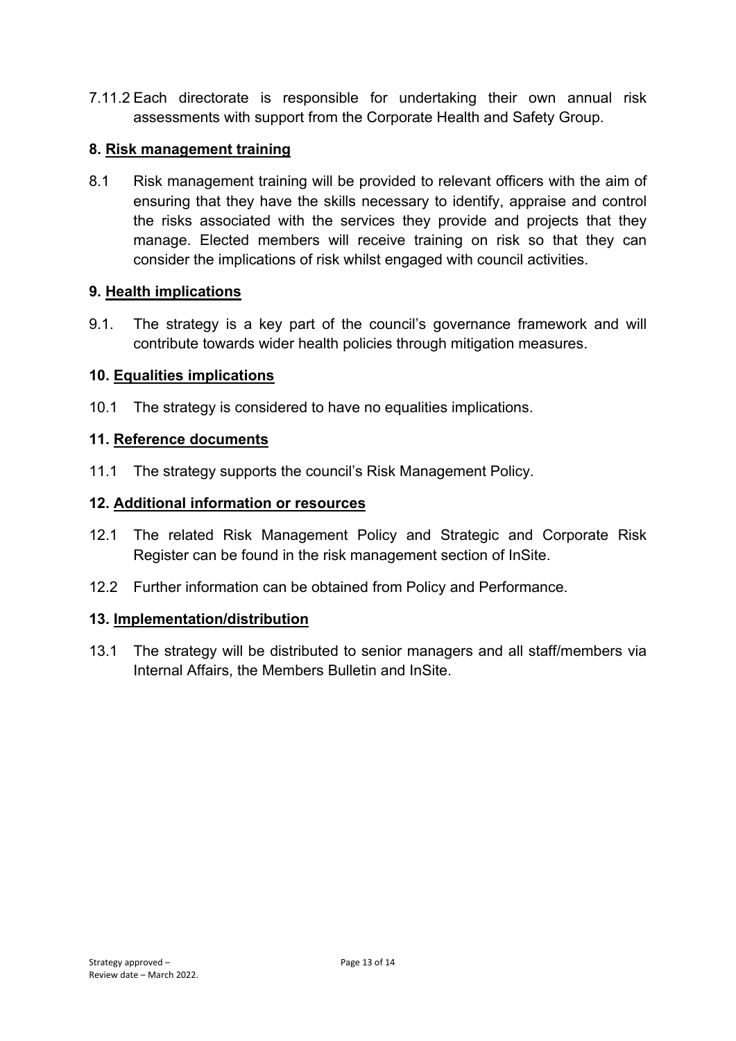7.11.2 Each directorate is responsible for undertaking their own annual risk assessments with support from the Corporate Health and Safety Group.

## 8. Risk management training

8.1 Risk management training will be provided to relevant officers with the aim of ensuring that they have the skills necessary to identify, appraise and control the risks associated with the services they provide and projects that they manage. Elected members will receive training on risk so that they can consider the implications of risk whilst engaged with council activities.

## 9. Health implications

9.1. The strategy is a key part of the council's governance framework and will contribute towards wider health policies through mitigation measures.

## 10. Equalities implications

10.1 The strategy is considered to have no equalities implications.

## 11. Reference documents

11.1 The strategy supports the council's Risk Management Policy.

## 12. Additional information or resources

12.1 The related Risk Management Policy and Strategic and Corporate Risk Register can be found in the risk management section of InSite.

12.2 Further information can be obtained from Policy and Performance.

## 13. Implementation/distribution

13.1 The strategy will be distributed to senior managers and all staff/members via Internal Affairs, the Members Bulletin and InSite.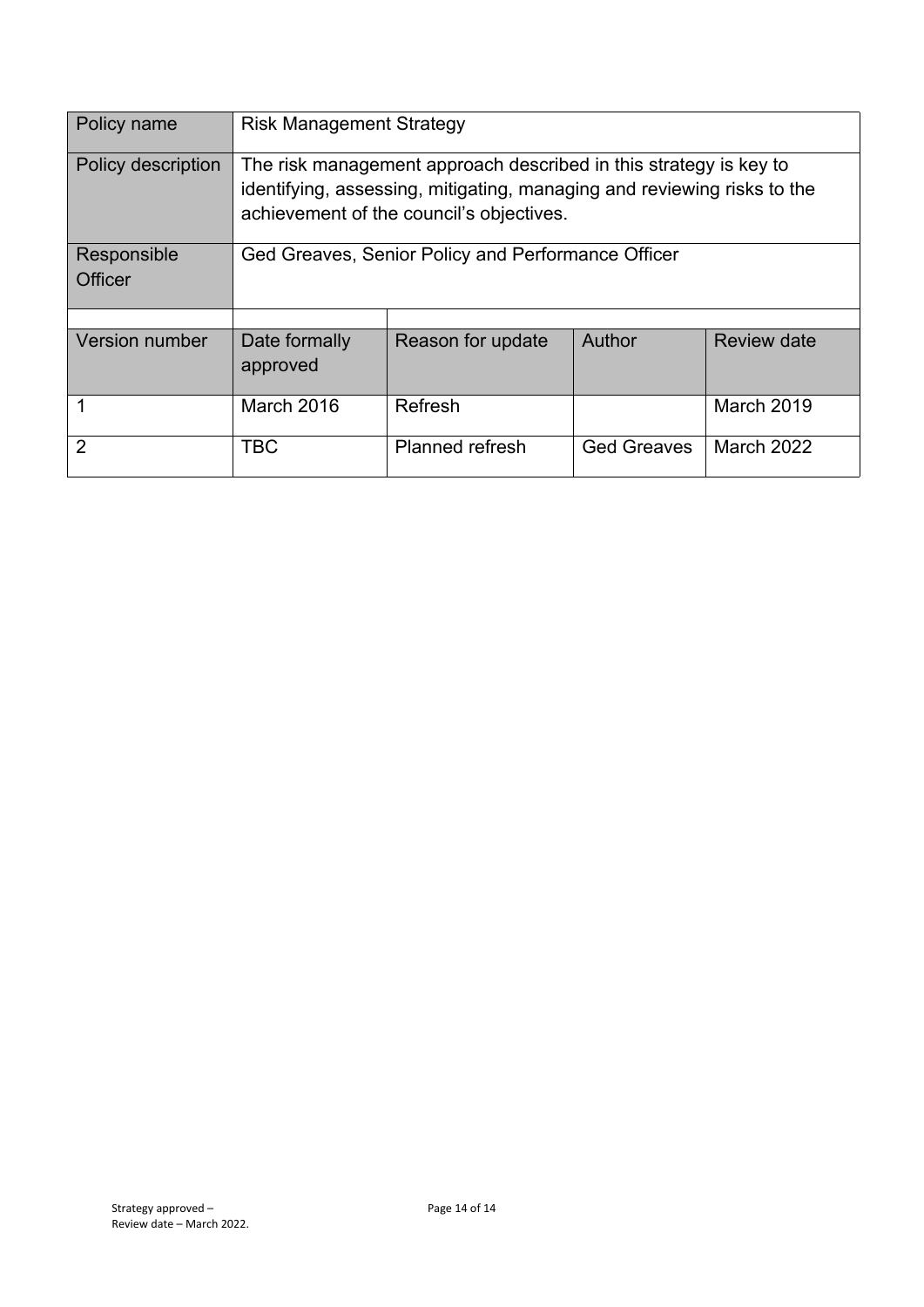| | | | | |
|---|---|---|---|---|
| Policy name | Risk Management Strategy | | | |
| Policy description | The risk management approach described in this strategy is key to identifying, assessing, mitigating, managing and reviewing risks to the achievement of the council's objectives. | | | |
| Responsible Officer | Ged Greaves, Senior Policy and Performance Officer | | | |
| | | | | |
| Version number | Date formally approved | Reason for update | Author | Review date |
| 1 | March 2016 | Refresh | | March 2019 |
| 2 | TBC | Planned refresh | Ged Greaves | March 2022 |

Strategy approved –
Review date – March 2022.